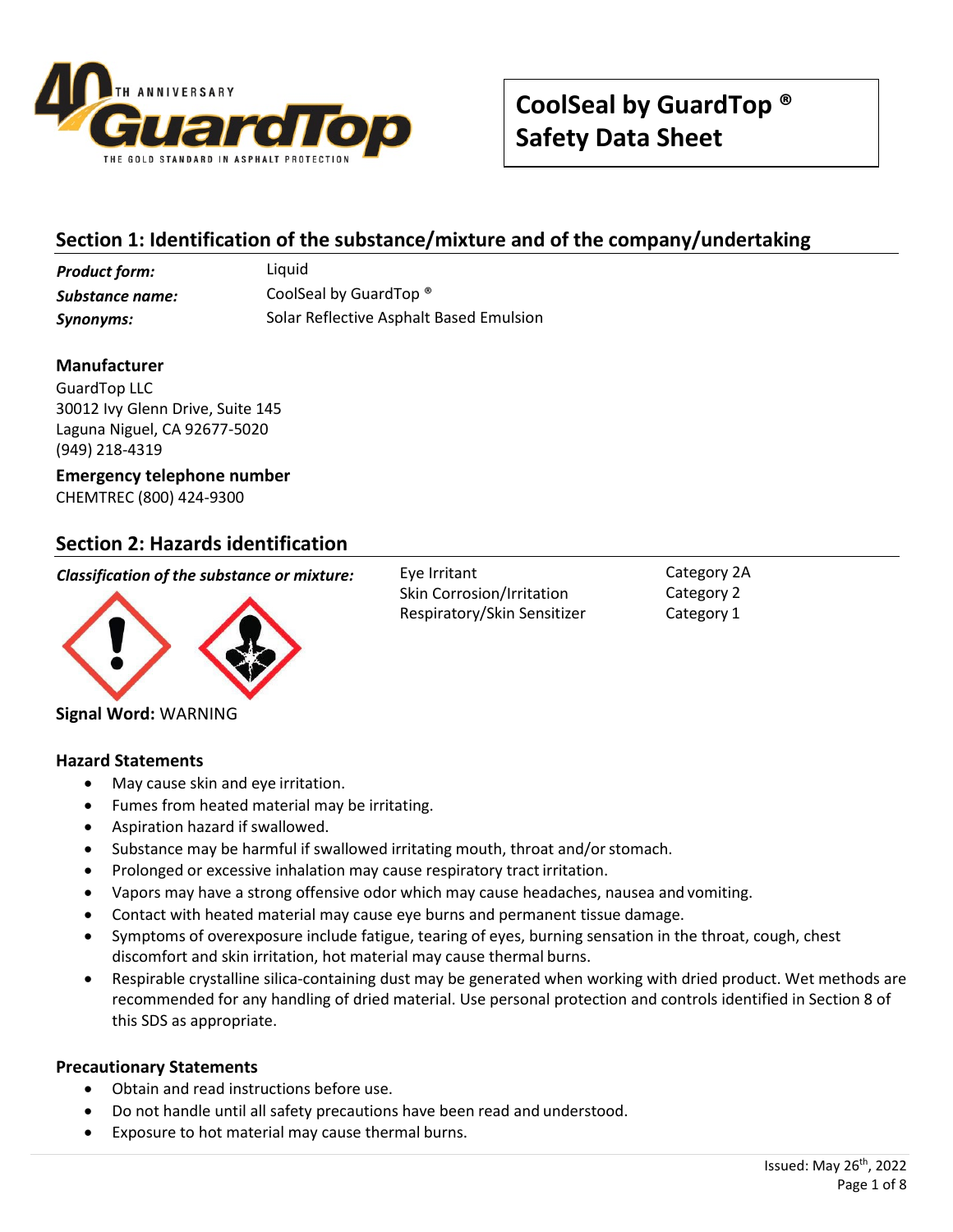# CoolSeal by GuardTop ® Safety Data Sheet

## Section 1: Identification of the substance/mixture and of the company/undertaking

| | |
|---|---|
| ***Product form:*** | Liquid |
| ***Substance name:*** | CoolSeal by GuardTop ® |
| ***Synonyms:*** | Solar Reflective Asphalt Based Emulsion |

### Manufacturer

GuardTop LLC
30012 Ivy Glenn Drive, Suite 145
Laguna Niguel, CA 92677-5020
(949) 218-4319

### Emergency telephone number

CHEMTREC (800) 424-9300

## Section 2: Hazards identification

***Classification of the substance or mixture:***

| | |
|---|---|
| Eye Irritant | Category 2A |
| Skin Corrosion/Irritation | Category 2 |
| Respiratory/Skin Sensitizer | Category 1 |

**Signal Word:** WARNING

### Hazard Statements

- May cause skin and eye irritation.
- Fumes from heated material may be irritating.
- Aspiration hazard if swallowed.
- Substance may be harmful if swallowed irritating mouth, throat and/or stomach.
- Prolonged or excessive inhalation may cause respiratory tract irritation.
- Vapors may have a strong offensive odor which may cause headaches, nausea and vomiting.
- Contact with heated material may cause eye burns and permanent tissue damage.
- Symptoms of overexposure include fatigue, tearing of eyes, burning sensation in the throat, cough, chest discomfort and skin irritation, hot material may cause thermal burns.
- Respirable crystalline silica-containing dust may be generated when working with dried product. Wet methods are recommended for any handling of dried material. Use personal protection and controls identified in Section 8 of this SDS as appropriate.

### Precautionary Statements

- Obtain and read instructions before use.
- Do not handle until all safety precautions have been read and understood.
- Exposure to hot material may cause thermal burns.

Issued: May 26th, 2022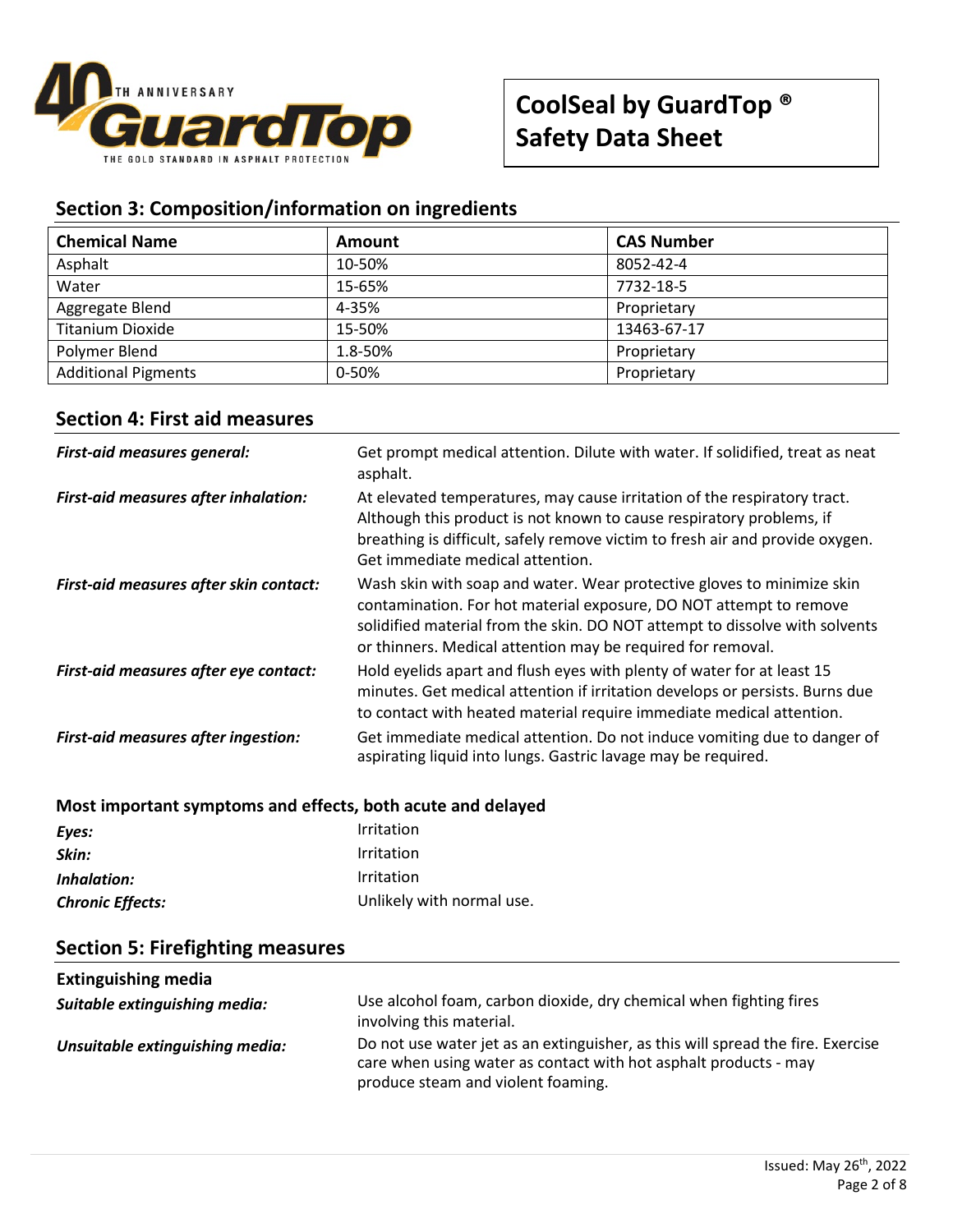## Section 3: Composition/information on ingredients

| Chemical Name | Amount | CAS Number |
|---|---|---|
| Asphalt | 10-50% | 8052-42-4 |
| Water | 15-65% | 7732-18-5 |
| Aggregate Blend | 4-35% | Proprietary |
| Titanium Dioxide | 15-50% | 13463-67-17 |
| Polymer Blend | 1.8-50% | Proprietary |
| Additional Pigments | 0-50% | Proprietary |

## Section 4: First aid measures

***First-aid measures general:*** Get prompt medical attention. Dilute with water. If solidified, treat as neat asphalt.

***First-aid measures after inhalation:*** At elevated temperatures, may cause irritation of the respiratory tract. Although this product is not known to cause respiratory problems, if breathing is difficult, safely remove victim to fresh air and provide oxygen. Get immediate medical attention.

***First-aid measures after skin contact:*** Wash skin with soap and water. Wear protective gloves to minimize skin contamination. For hot material exposure, DO NOT attempt to remove solidified material from the skin. DO NOT attempt to dissolve with solvents or thinners. Medical attention may be required for removal.

***First-aid measures after eye contact:*** Hold eyelids apart and flush eyes with plenty of water for at least 15 minutes. Get medical attention if irritation develops or persists. Burns due to contact with heated material require immediate medical attention.

***First-aid measures after ingestion:*** Get immediate medical attention. Do not induce vomiting due to danger of aspirating liquid into lungs. Gastric lavage may be required.

### Most important symptoms and effects, both acute and delayed

***Eyes:*** Irritation

***Skin:*** Irritation

***Inhalation:*** Irritation

***Chronic Effects:*** Unlikely with normal use.

## Section 5: Firefighting measures

### Extinguishing media

***Suitable extinguishing media:*** Use alcohol foam, carbon dioxide, dry chemical when fighting fires involving this material.

***Unsuitable extinguishing media:*** Do not use water jet as an extinguisher, as this will spread the fire. Exercise care when using water as contact with hot asphalt products - may produce steam and violent foaming.

Issued: May 26th, 2022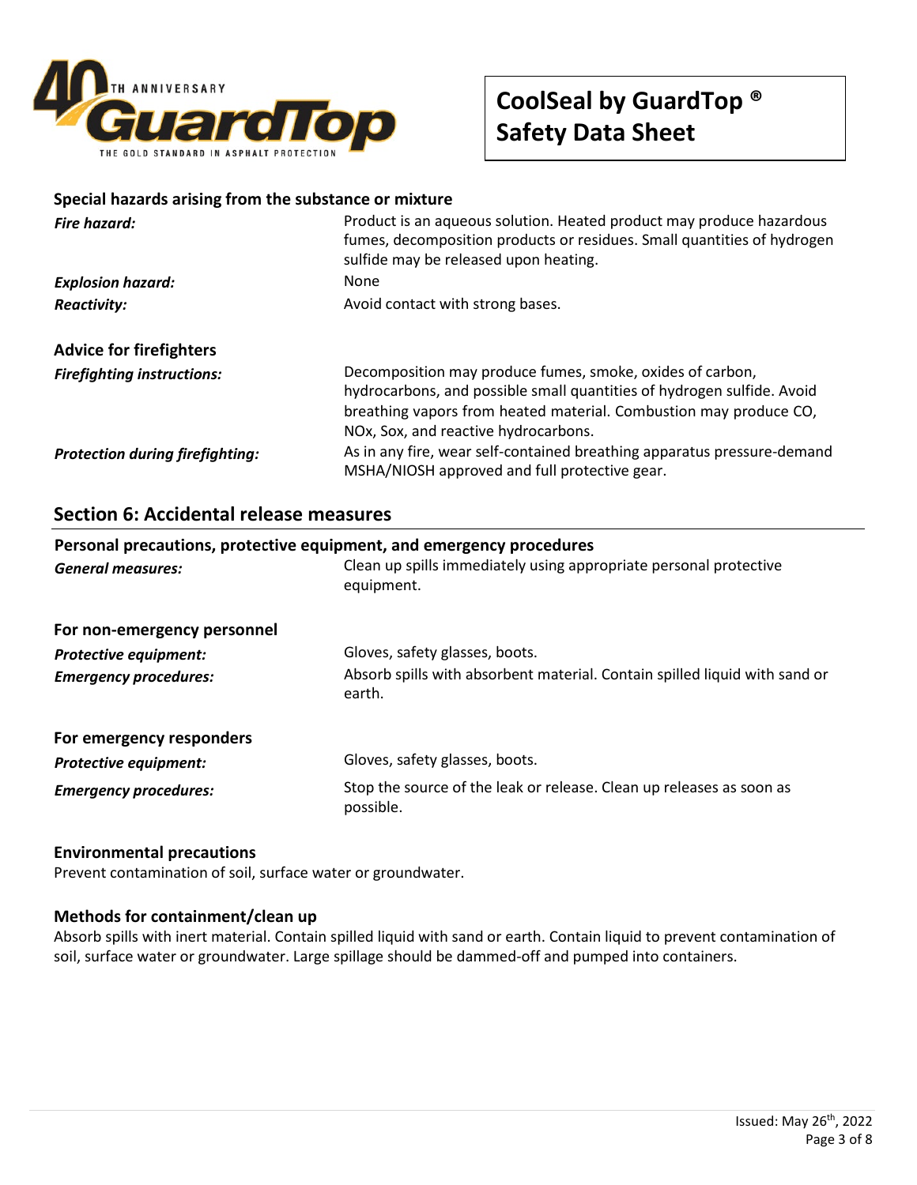### Special hazards arising from the substance or mixture

***Fire hazard:*** Product is an aqueous solution. Heated product may produce hazardous fumes, decomposition products or residues. Small quantities of hydrogen sulfide may be released upon heating.

***Explosion hazard:*** None

***Reactivity:*** Avoid contact with strong bases.

### Advice for firefighters

***Firefighting instructions:*** Decomposition may produce fumes, smoke, oxides of carbon, hydrocarbons, and possible small quantities of hydrogen sulfide. Avoid breathing vapors from heated material. Combustion may produce CO, NOx, Sox, and reactive hydrocarbons.

***Protection during firefighting:*** As in any fire, wear self-contained breathing apparatus pressure-demand MSHA/NIOSH approved and full protective gear.

## Section 6: Accidental release measures

### Personal precautions, protective equipment, and emergency procedures

***General measures:*** Clean up spills immediately using appropriate personal protective equipment.

### For non-emergency personnel

***Protective equipment:*** Gloves, safety glasses, boots.

***Emergency procedures:*** Absorb spills with absorbent material. Contain spilled liquid with sand or earth.

### For emergency responders

***Protective equipment:*** Gloves, safety glasses, boots.

***Emergency procedures:*** Stop the source of the leak or release. Clean up releases as soon as possible.

### Environmental precautions

Prevent contamination of soil, surface water or groundwater.

### Methods for containment/clean up

Absorb spills with inert material. Contain spilled liquid with sand or earth. Contain liquid to prevent contamination of soil, surface water or groundwater. Large spillage should be dammed-off and pumped into containers.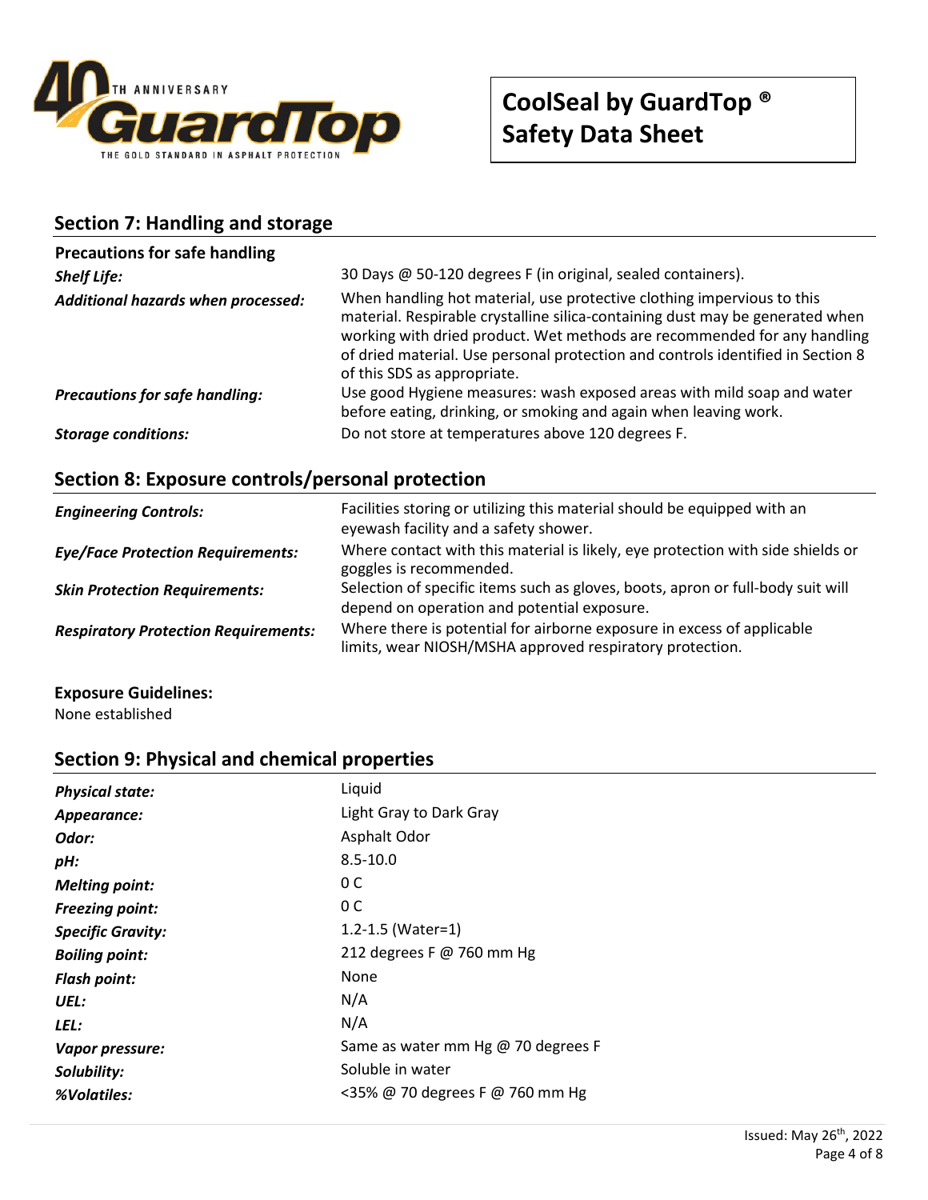## Section 7: Handling and storage

**Precautions for safe handling**

| | |
|---|---|
| ***Shelf Life:*** | 30 Days @ 50-120 degrees F (in original, sealed containers). |
| ***Additional hazards when processed:*** | When handling hot material, use protective clothing impervious to this material. Respirable crystalline silica-containing dust may be generated when working with dried product. Wet methods are recommended for any handling of dried material. Use personal protection and controls identified in Section 8 of this SDS as appropriate. |
| ***Precautions for safe handling:*** | Use good Hygiene measures: wash exposed areas with mild soap and water before eating, drinking, or smoking and again when leaving work. |
| ***Storage conditions:*** | Do not store at temperatures above 120 degrees F. |

## Section 8: Exposure controls/personal protection

| | |
|---|---|
| ***Engineering Controls:*** | Facilities storing or utilizing this material should be equipped with an eyewash facility and a safety shower. |
| ***Eye/Face Protection Requirements:*** | Where contact with this material is likely, eye protection with side shields or goggles is recommended. |
| ***Skin Protection Requirements:*** | Selection of specific items such as gloves, boots, apron or full-body suit will depend on operation and potential exposure. |
| ***Respiratory Protection Requirements:*** | Where there is potential for airborne exposure in excess of applicable limits, wear NIOSH/MSHA approved respiratory protection. |

**Exposure Guidelines:**

None established

## Section 9: Physical and chemical properties

| | |
|---|---|
| ***Physical state:*** | Liquid |
| ***Appearance:*** | Light Gray to Dark Gray |
| ***Odor:*** | Asphalt Odor |
| ***pH:*** | 8.5-10.0 |
| ***Melting point:*** | 0 C |
| ***Freezing point:*** | 0 C |
| ***Specific Gravity:*** | 1.2-1.5 (Water=1) |
| ***Boiling point:*** | 212 degrees F @ 760 mm Hg |
| ***Flash point:*** | None |
| ***UEL:*** | N/A |
| ***LEL:*** | N/A |
| ***Vapor pressure:*** | Same as water mm Hg @ 70 degrees F |
| ***Solubility:*** | Soluble in water |
| ***%Volatiles:*** | <35% @ 70 degrees F @ 760 mm Hg |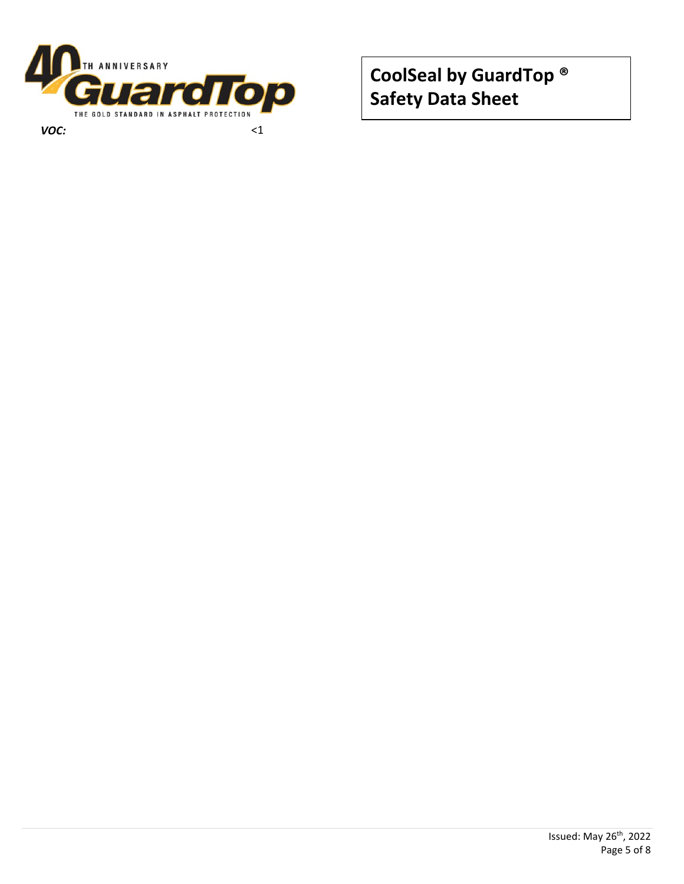***VOC:*** <1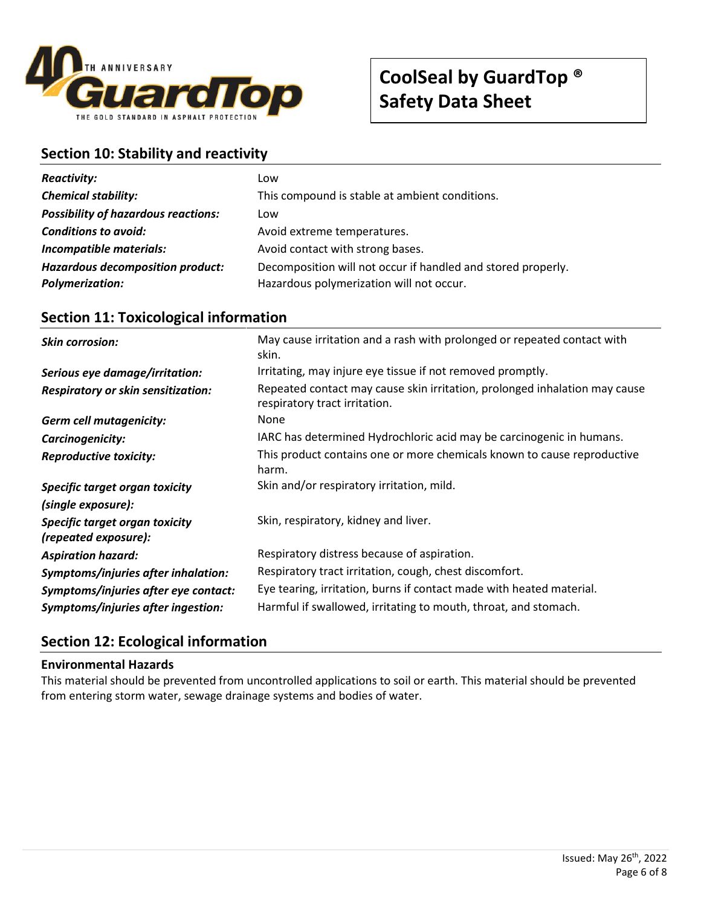## Section 10: Stability and reactivity

| | |
|---|---|
| ***Reactivity:*** | Low |
| ***Chemical stability:*** | This compound is stable at ambient conditions. |
| ***Possibility of hazardous reactions:*** | Low |
| ***Conditions to avoid:*** | Avoid extreme temperatures. |
| ***Incompatible materials:*** | Avoid contact with strong bases. |
| ***Hazardous decomposition product:*** | Decomposition will not occur if handled and stored properly. |
| ***Polymerization:*** | Hazardous polymerization will not occur. |

## Section 11: Toxicological information

| | |
|---|---|
| ***Skin corrosion:*** | May cause irritation and a rash with prolonged or repeated contact with skin. |
| ***Serious eye damage/irritation:*** | Irritating, may injure eye tissue if not removed promptly. |
| ***Respiratory or skin sensitization:*** | Repeated contact may cause skin irritation, prolonged inhalation may cause respiratory tract irritation. |
| ***Germ cell mutagenicity:*** | None |
| ***Carcinogenicity:*** | IARC has determined Hydrochloric acid may be carcinogenic in humans. |
| ***Reproductive toxicity:*** | This product contains one or more chemicals known to cause reproductive harm. |
| ***Specific target organ toxicity (single exposure):*** | Skin and/or respiratory irritation, mild. |
| ***Specific target organ toxicity (repeated exposure):*** | Skin, respiratory, kidney and liver. |
| ***Aspiration hazard:*** | Respiratory distress because of aspiration. |
| ***Symptoms/injuries after inhalation:*** | Respiratory tract irritation, cough, chest discomfort. |
| ***Symptoms/injuries after eye contact:*** | Eye tearing, irritation, burns if contact made with heated material. |
| ***Symptoms/injuries after ingestion:*** | Harmful if swallowed, irritating to mouth, throat, and stomach. |

## Section 12: Ecological information

**Environmental Hazards**

This material should be prevented from uncontrolled applications to soil or earth. This material should be prevented from entering storm water, sewage drainage systems and bodies of water.

Issued: May 26th, 2022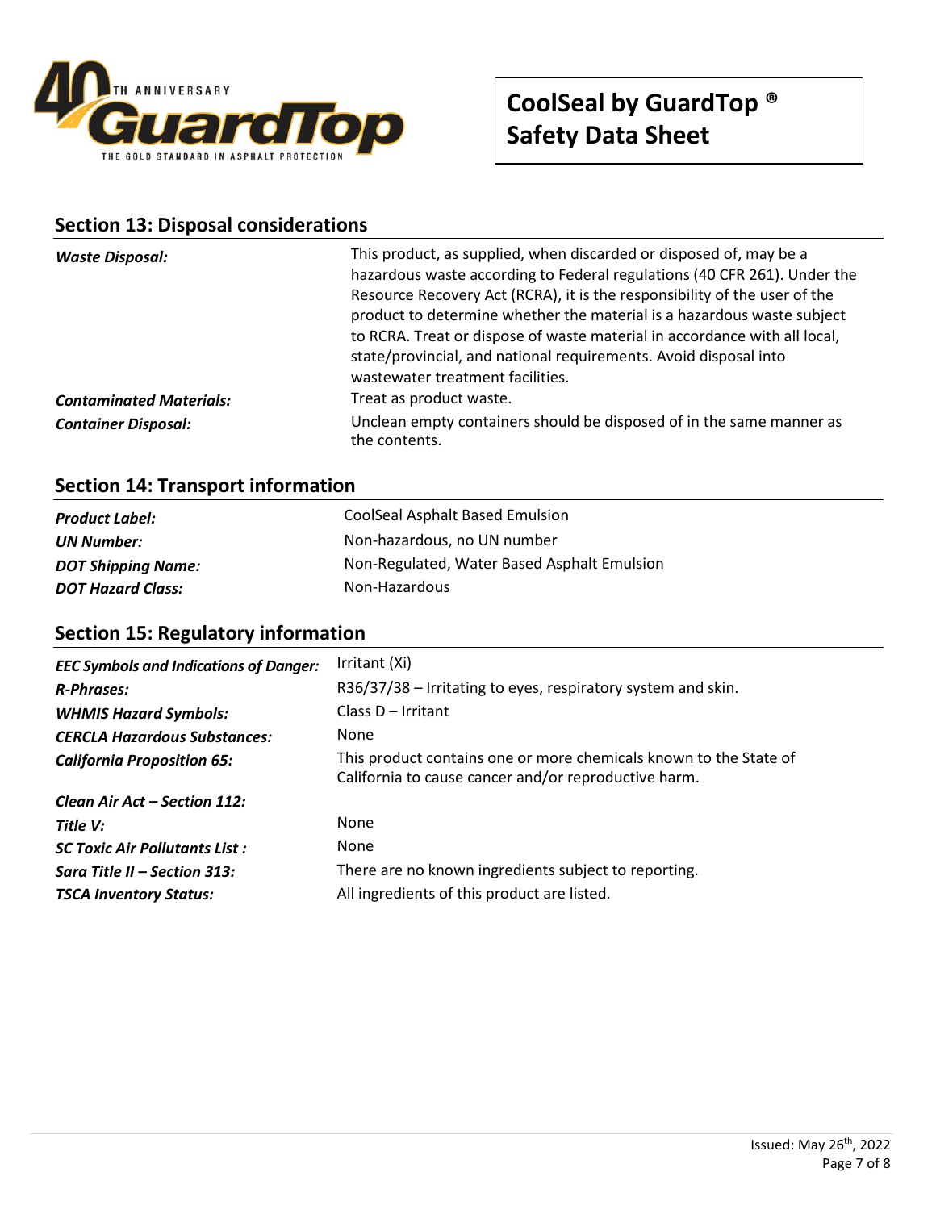## Section 13: Disposal considerations

| | |
|---|---|
| ***Waste Disposal:*** | This product, as supplied, when discarded or disposed of, may be a hazardous waste according to Federal regulations (40 CFR 261). Under the Resource Recovery Act (RCRA), it is the responsibility of the user of the product to determine whether the material is a hazardous waste subject to RCRA. Treat or dispose of waste material in accordance with all local, state/provincial, and national requirements. Avoid disposal into wastewater treatment facilities. |
| ***Contaminated Materials:*** | Treat as product waste. |
| ***Container Disposal:*** | Unclean empty containers should be disposed of in the same manner as the contents. |

## Section 14: Transport information

| | |
|---|---|
| ***Product Label:*** | CoolSeal Asphalt Based Emulsion |
| ***UN Number:*** | Non-hazardous, no UN number |
| ***DOT Shipping Name:*** | Non-Regulated, Water Based Asphalt Emulsion |
| ***DOT Hazard Class:*** | Non-Hazardous |

## Section 15: Regulatory information

| | |
|---|---|
| ***EEC Symbols and Indications of Danger:*** | Irritant (Xi) |
| ***R-Phrases:*** | R36/37/38 – Irritating to eyes, respiratory system and skin. |
| ***WHMIS Hazard Symbols:*** | Class D – Irritant |
| ***CERCLA Hazardous Substances:*** | None |
| ***California Proposition 65:*** | This product contains one or more chemicals known to the State of California to cause cancer and/or reproductive harm. |
| ***Clean Air Act – Section 112:*** | |
| ***Title V:*** | None |
| ***SC Toxic Air Pollutants List :*** | None |
| ***Sara Title II – Section 313:*** | There are no known ingredients subject to reporting. |
| ***TSCA Inventory Status:*** | All ingredients of this product are listed. |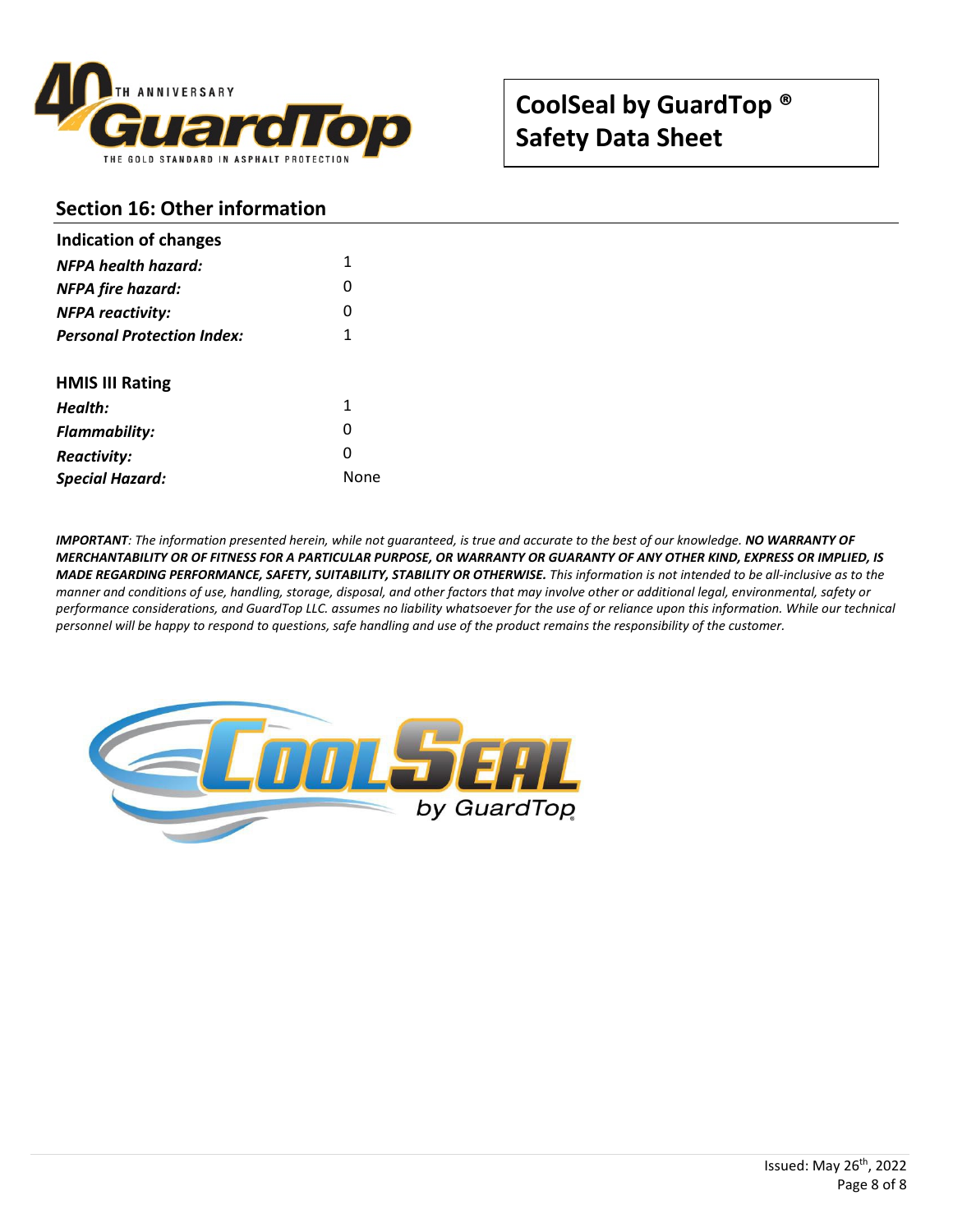## Section 16: Other information

**Indication of changes**

| | |
|---|---|
| ***NFPA health hazard:*** | 1 |
| ***NFPA fire hazard:*** | 0 |
| ***NFPA reactivity:*** | 0 |
| ***Personal Protection Index:*** | 1 |

**HMIS III Rating**

| | |
|---|---|
| ***Health:*** | 1 |
| ***Flammability:*** | 0 |
| ***Reactivity:*** | 0 |
| ***Special Hazard:*** | None |

***IMPORTANT**: The information presented herein, while not guaranteed, is true and accurate to the best of our knowledge. **NO WARRANTY OF MERCHANTABILITY OR OF FITNESS FOR A PARTICULAR PURPOSE, OR WARRANTY OR GUARANTY OF ANY OTHER KIND, EXPRESS OR IMPLIED, IS MADE REGARDING PERFORMANCE, SAFETY, SUITABILITY, STABILITY OR OTHERWISE.** This information is not intended to be all-inclusive as to the manner and conditions of use, handling, storage, disposal, and other factors that may involve other or additional legal, environmental, safety or performance considerations, and GuardTop LLC. assumes no liability whatsoever for the use of or reliance upon this information. While our technical personnel will be happy to respond to questions, safe handling and use of the product remains the responsibility of the customer.*

Issued: May 26th, 2022